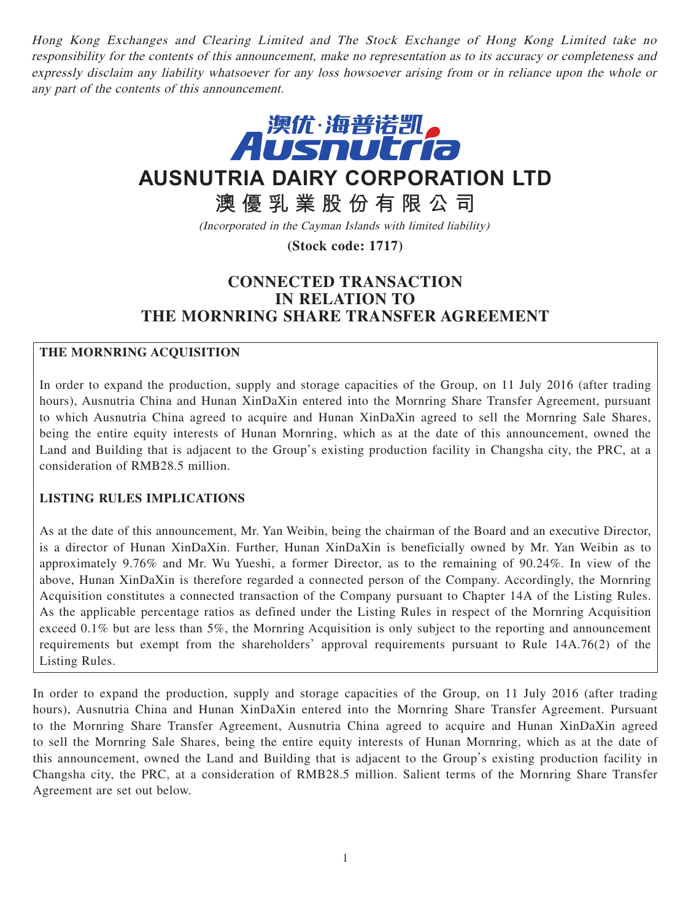*Hong Kong Exchanges and Clearing Limited and The Stock Exchange of Hong Kong Limited take no responsibility for the contents of this announcement, make no representation as to its accuracy or completeness and expressly disclaim any liability whatsoever for any loss howsoever arising from or in reliance upon the whole or any part of the contents of this announcement.*

澳优·海普诺凯
Ausnutria

# AUSNUTRIA DAIRY CORPORATION LTD

# 澳優乳業股份有限公司

*(Incorporated in the Cayman Islands with limited liability)*

**(Stock code: 1717)**

## CONNECTED TRANSACTION IN RELATION TO THE MORNRING SHARE TRANSFER AGREEMENT

**THE MORNRING ACQUISITION**

In order to expand the production, supply and storage capacities of the Group, on 11 July 2016 (after trading hours), Ausnutria China and Hunan XinDaXin entered into the Mornring Share Transfer Agreement, pursuant to which Ausnutria China agreed to acquire and Hunan XinDaXin agreed to sell the Mornring Sale Shares, being the entire equity interests of Hunan Mornring, which as at the date of this announcement, owned the Land and Building that is adjacent to the Group's existing production facility in Changsha city, the PRC, at a consideration of RMB28.5 million.

**LISTING RULES IMPLICATIONS**

As at the date of this announcement, Mr. Yan Weibin, being the chairman of the Board and an executive Director, is a director of Hunan XinDaXin. Further, Hunan XinDaXin is beneficially owned by Mr. Yan Weibin as to approximately 9.76% and Mr. Wu Yueshi, a former Director, as to the remaining of 90.24%. In view of the above, Hunan XinDaXin is therefore regarded a connected person of the Company. Accordingly, the Mornring Acquisition constitutes a connected transaction of the Company pursuant to Chapter 14A of the Listing Rules. As the applicable percentage ratios as defined under the Listing Rules in respect of the Mornring Acquisition exceed 0.1% but are less than 5%, the Mornring Acquisition is only subject to the reporting and announcement requirements but exempt from the shareholders' approval requirements pursuant to Rule 14A.76(2) of the Listing Rules.

In order to expand the production, supply and storage capacities of the Group, on 11 July 2016 (after trading hours), Ausnutria China and Hunan XinDaXin entered into the Mornring Share Transfer Agreement. Pursuant to the Mornring Share Transfer Agreement, Ausnutria China agreed to acquire and Hunan XinDaXin agreed to sell the Mornring Sale Shares, being the entire equity interests of Hunan Mornring, which as at the date of this announcement, owned the Land and Building that is adjacent to the Group's existing production facility in Changsha city, the PRC, at a consideration of RMB28.5 million. Salient terms of the Mornring Share Transfer Agreement are set out below.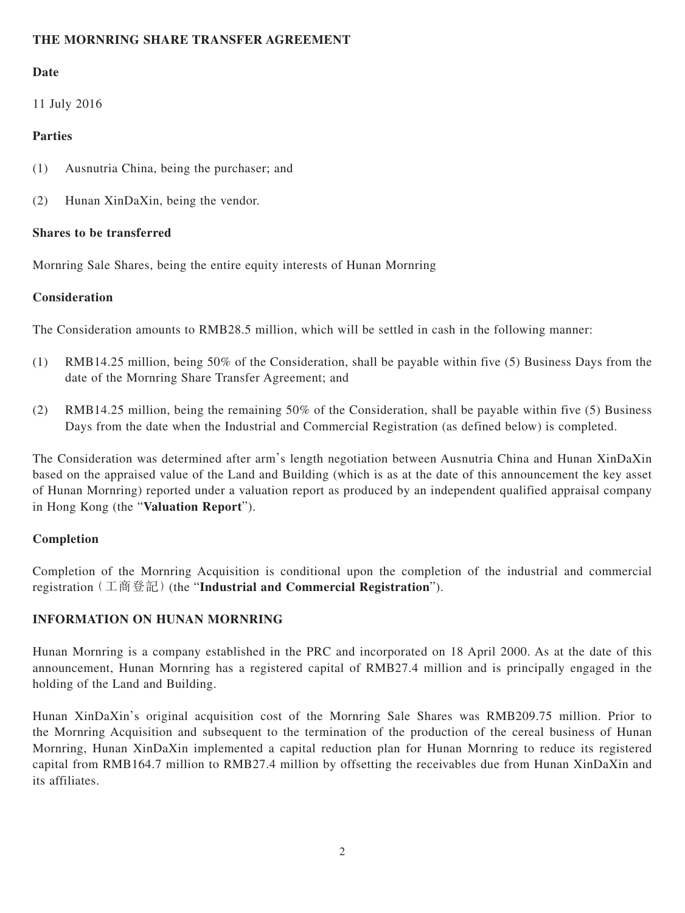## THE MORNRING SHARE TRANSFER AGREEMENT

### Date

11 July 2016

### Parties

(1) Ausnutria China, being the purchaser; and

(2) Hunan XinDaXin, being the vendor.

### Shares to be transferred

Mornring Sale Shares, being the entire equity interests of Hunan Mornring

### Consideration

The Consideration amounts to RMB28.5 million, which will be settled in cash in the following manner:

(1) RMB14.25 million, being 50% of the Consideration, shall be payable within five (5) Business Days from the date of the Mornring Share Transfer Agreement; and

(2) RMB14.25 million, being the remaining 50% of the Consideration, shall be payable within five (5) Business Days from the date when the Industrial and Commercial Registration (as defined below) is completed.

The Consideration was determined after arm's length negotiation between Ausnutria China and Hunan XinDaXin based on the appraised value of the Land and Building (which is as at the date of this announcement the key asset of Hunan Mornring) reported under a valuation report as produced by an independent qualified appraisal company in Hong Kong (the "**Valuation Report**").

### Completion

Completion of the Mornring Acquisition is conditional upon the completion of the industrial and commercial registration（工商登記）(the "**Industrial and Commercial Registration**").

## INFORMATION ON HUNAN MORNRING

Hunan Mornring is a company established in the PRC and incorporated on 18 April 2000. As at the date of this announcement, Hunan Mornring has a registered capital of RMB27.4 million and is principally engaged in the holding of the Land and Building.

Hunan XinDaXin's original acquisition cost of the Mornring Sale Shares was RMB209.75 million. Prior to the Mornring Acquisition and subsequent to the termination of the production of the cereal business of Hunan Mornring, Hunan XinDaXin implemented a capital reduction plan for Hunan Mornring to reduce its registered capital from RMB164.7 million to RMB27.4 million by offsetting the receivables due from Hunan XinDaXin and its affiliates.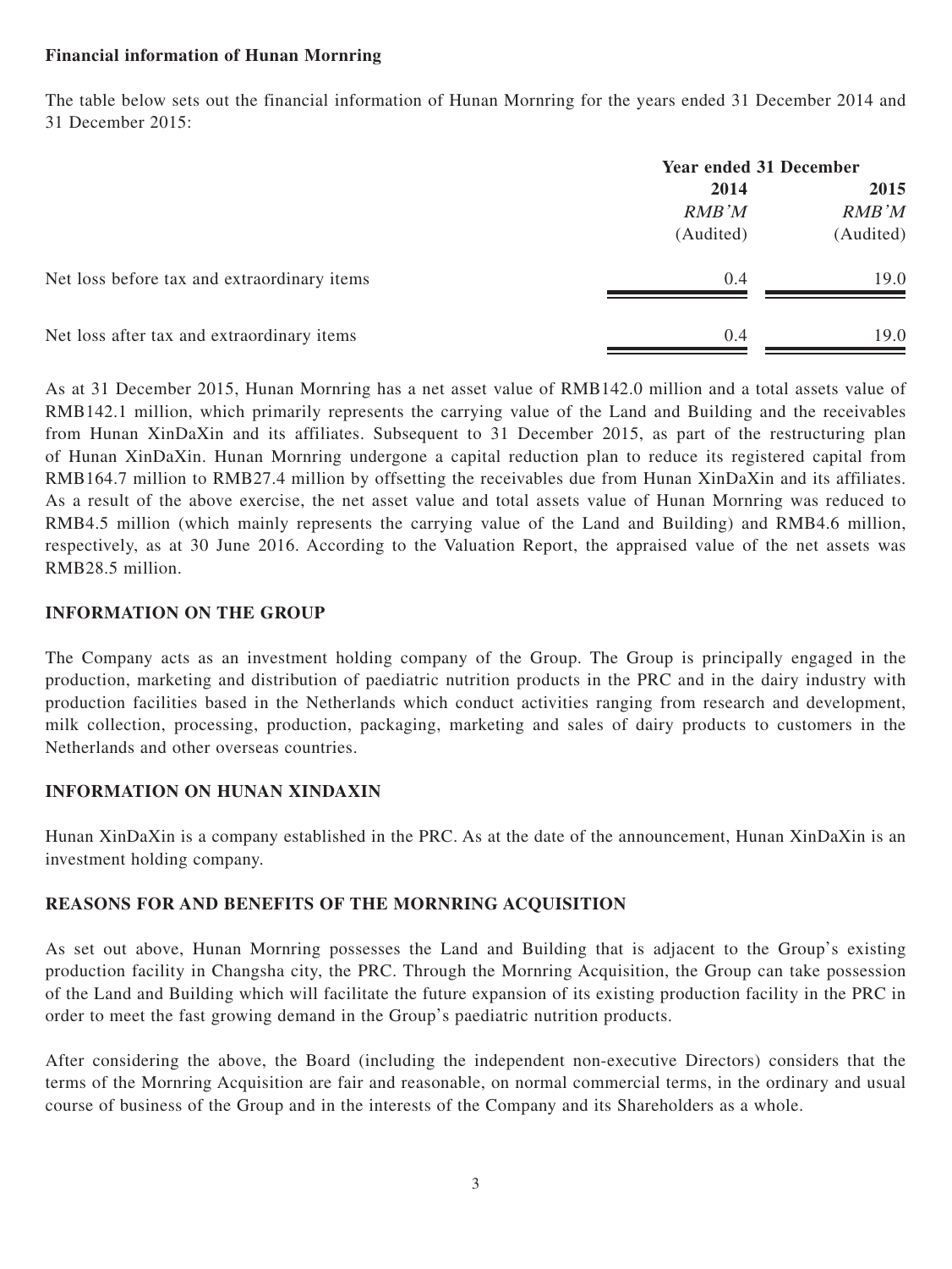**Financial information of Hunan Mornring**

The table below sets out the financial information of Hunan Mornring for the years ended 31 December 2014 and 31 December 2015:

| | Year ended 31 December | |
|---|---|---|
| | 2014 | 2015 |
| | *RMB'M* | *RMB'M* |
| | (Audited) | (Audited) |
| Net loss before tax and extraordinary items | 0.4 | 19.0 |
| Net loss after tax and extraordinary items | 0.4 | 19.0 |

As at 31 December 2015, Hunan Mornring has a net asset value of RMB142.0 million and a total assets value of RMB142.1 million, which primarily represents the carrying value of the Land and Building and the receivables from Hunan XinDaXin and its affiliates. Subsequent to 31 December 2015, as part of the restructuring plan of Hunan XinDaXin. Hunan Mornring undergone a capital reduction plan to reduce its registered capital from RMB164.7 million to RMB27.4 million by offsetting the receivables due from Hunan XinDaXin and its affiliates. As a result of the above exercise, the net asset value and total assets value of Hunan Mornring was reduced to RMB4.5 million (which mainly represents the carrying value of the Land and Building) and RMB4.6 million, respectively, as at 30 June 2016. According to the Valuation Report, the appraised value of the net assets was RMB28.5 million.

## INFORMATION ON THE GROUP

The Company acts as an investment holding company of the Group. The Group is principally engaged in the production, marketing and distribution of paediatric nutrition products in the PRC and in the dairy industry with production facilities based in the Netherlands which conduct activities ranging from research and development, milk collection, processing, production, packaging, marketing and sales of dairy products to customers in the Netherlands and other overseas countries.

## INFORMATION ON HUNAN XINDAXIN

Hunan XinDaXin is a company established in the PRC. As at the date of the announcement, Hunan XinDaXin is an investment holding company.

## REASONS FOR AND BENEFITS OF THE MORNRING ACQUISITION

As set out above, Hunan Mornring possesses the Land and Building that is adjacent to the Group's existing production facility in Changsha city, the PRC. Through the Mornring Acquisition, the Group can take possession of the Land and Building which will facilitate the future expansion of its existing production facility in the PRC in order to meet the fast growing demand in the Group's paediatric nutrition products.

After considering the above, the Board (including the independent non-executive Directors) considers that the terms of the Mornring Acquisition are fair and reasonable, on normal commercial terms, in the ordinary and usual course of business of the Group and in the interests of the Company and its Shareholders as a whole.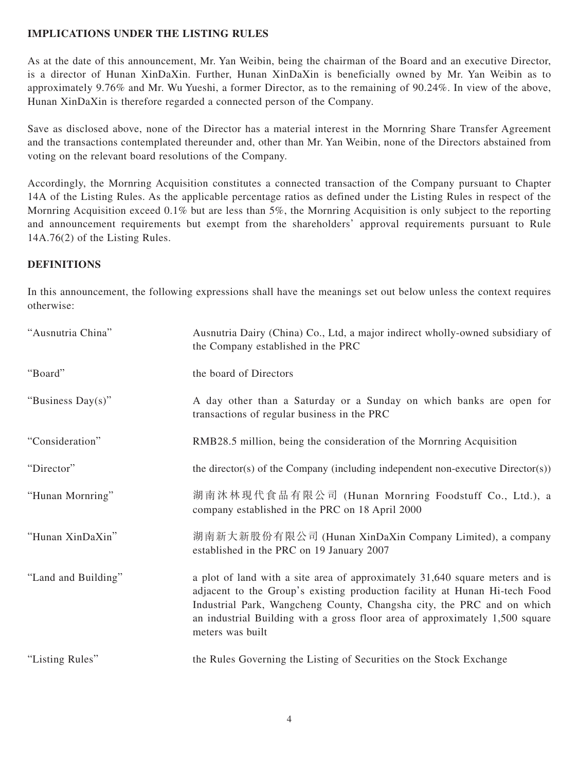## IMPLICATIONS UNDER THE LISTING RULES

As at the date of this announcement, Mr. Yan Weibin, being the chairman of the Board and an executive Director, is a director of Hunan XinDaXin. Further, Hunan XinDaXin is beneficially owned by Mr. Yan Weibin as to approximately 9.76% and Mr. Wu Yueshi, a former Director, as to the remaining of 90.24%. In view of the above, Hunan XinDaXin is therefore regarded a connected person of the Company.

Save as disclosed above, none of the Director has a material interest in the Mornring Share Transfer Agreement and the transactions contemplated thereunder and, other than Mr. Yan Weibin, none of the Directors abstained from voting on the relevant board resolutions of the Company.

Accordingly, the Mornring Acquisition constitutes a connected transaction of the Company pursuant to Chapter 14A of the Listing Rules. As the applicable percentage ratios as defined under the Listing Rules in respect of the Mornring Acquisition exceed 0.1% but are less than 5%, the Mornring Acquisition is only subject to the reporting and announcement requirements but exempt from the shareholders' approval requirements pursuant to Rule 14A.76(2) of the Listing Rules.

## DEFINITIONS

In this announcement, the following expressions shall have the meanings set out below unless the context requires otherwise:

| | |
|---|---|
| "Ausnutria China" | Ausnutria Dairy (China) Co., Ltd, a major indirect wholly-owned subsidiary of the Company established in the PRC |
| "Board" | the board of Directors |
| "Business Day(s)" | A day other than a Saturday or a Sunday on which banks are open for transactions of regular business in the PRC |
| "Consideration" | RMB28.5 million, being the consideration of the Mornring Acquisition |
| "Director" | the director(s) of the Company (including independent non-executive Director(s)) |
| "Hunan Mornring" | 湖南沐林現代食品有限公司 (Hunan Mornring Foodstuff Co., Ltd.), a company established in the PRC on 18 April 2000 |
| "Hunan XinDaXin" | 湖南新大新股份有限公司 (Hunan XinDaXin Company Limited), a company established in the PRC on 19 January 2007 |
| "Land and Building" | a plot of land with a site area of approximately 31,640 square meters and is adjacent to the Group's existing production facility at Hunan Hi-tech Food Industrial Park, Wangcheng County, Changsha city, the PRC and on which an industrial Building with a gross floor area of approximately 1,500 square meters was built |
| "Listing Rules" | the Rules Governing the Listing of Securities on the Stock Exchange |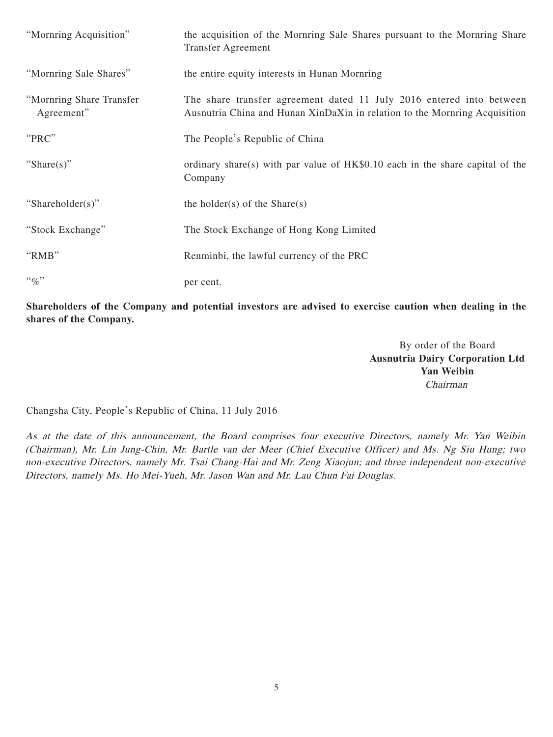| | |
|---|---|
| "Mornring Acquisition" | the acquisition of the Mornring Sale Shares pursuant to the Mornring Share Transfer Agreement |
| "Mornring Sale Shares" | the entire equity interests in Hunan Mornring |
| "Mornring Share Transfer Agreement" | The share transfer agreement dated 11 July 2016 entered into between Ausnutria China and Hunan XinDaXin in relation to the Mornring Acquisition |
| "PRC" | The People's Republic of China |
| "Share(s)" | ordinary share(s) with par value of HK$0.10 each in the share capital of the Company |
| "Shareholder(s)" | the holder(s) of the Share(s) |
| "Stock Exchange" | The Stock Exchange of Hong Kong Limited |
| "RMB" | Renminbi, the lawful currency of the PRC |
| "%" | per cent. |

**Shareholders of the Company and potential investors are advised to exercise caution when dealing in the shares of the Company.**

By order of the Board
**Ausnutria Dairy Corporation Ltd**
**Yan Weibin**
*Chairman*

Changsha City, People's Republic of China, 11 July 2016

*As at the date of this announcement, the Board comprises four executive Directors, namely Mr. Yan Weibin (Chairman), Mr. Lin Jung-Chin, Mr. Bartle van der Meer (Chief Executive Officer) and Ms. Ng Siu Hung; two non-executive Directors, namely Mr. Tsai Chang-Hai and Mr. Zeng Xiaojun; and three independent non-executive Directors, namely Ms. Ho Mei-Yueh, Mr. Jason Wan and Mr. Lau Chun Fai Douglas.*